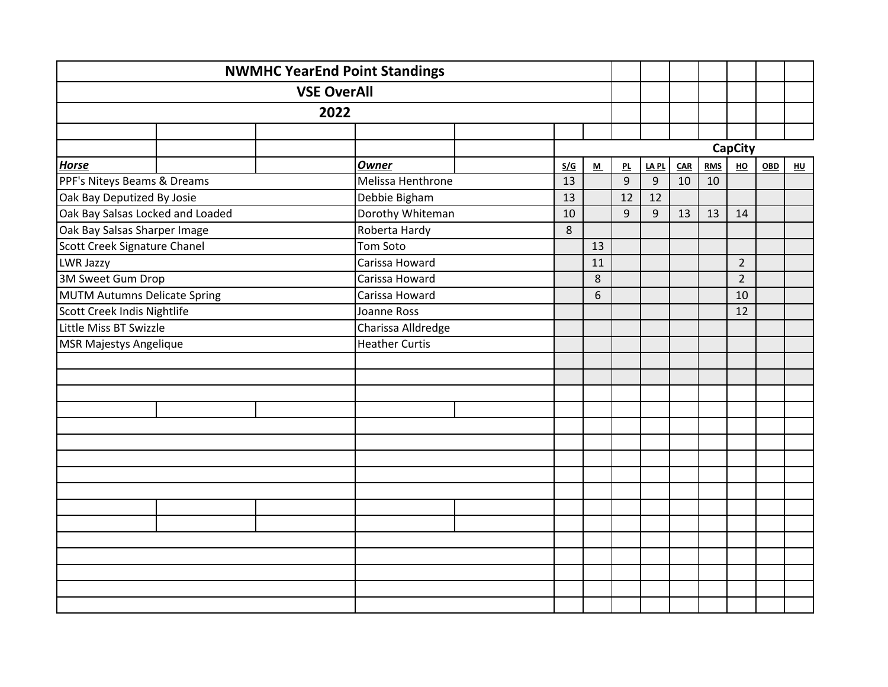# NWMHC YearEnd Point Standings

## VSE OverAll

## 2022

| Horse | Owner | S/G | M | PL | LA PL | CAR | RMS | HO | OBD | HU |
|---|---|---|---|---|---|---|---|---|---|---|
| | | CapCity | | | | | | | | |
| PPF's Niteys Beams & Dreams | Melissa Henthrone | 13 | | 9 | 9 | 10 | 10 | | | |
| Oak Bay Deputized By Josie | Debbie Bigham | 13 | | 12 | 12 | | | | | |
| Oak Bay Salsas Locked and Loaded | Dorothy Whiteman | 10 | | 9 | 9 | 13 | 13 | 14 | | |
| Oak Bay Salsas Sharper Image | Roberta Hardy | 8 | | | | | | | | |
| Scott Creek Signature Chanel | Tom Soto | | 13 | | | | | | | |
| LWR Jazzy | Carissa Howard | | 11 | | | | | 2 | | |
| 3M Sweet Gum Drop | Carissa Howard | | 8 | | | | | 2 | | |
| MUTM Autumns Delicate Spring | Carissa Howard | | 6 | | | | | 10 | | |
| Scott Creek Indis Nightlife | Joanne Ross | | | | | | | 12 | | |
| Little Miss BT Swizzle | Charissa Alldredge | | | | | | | | | |
| MSR Majestys Angelique | Heather Curtis | | | | | | | | | |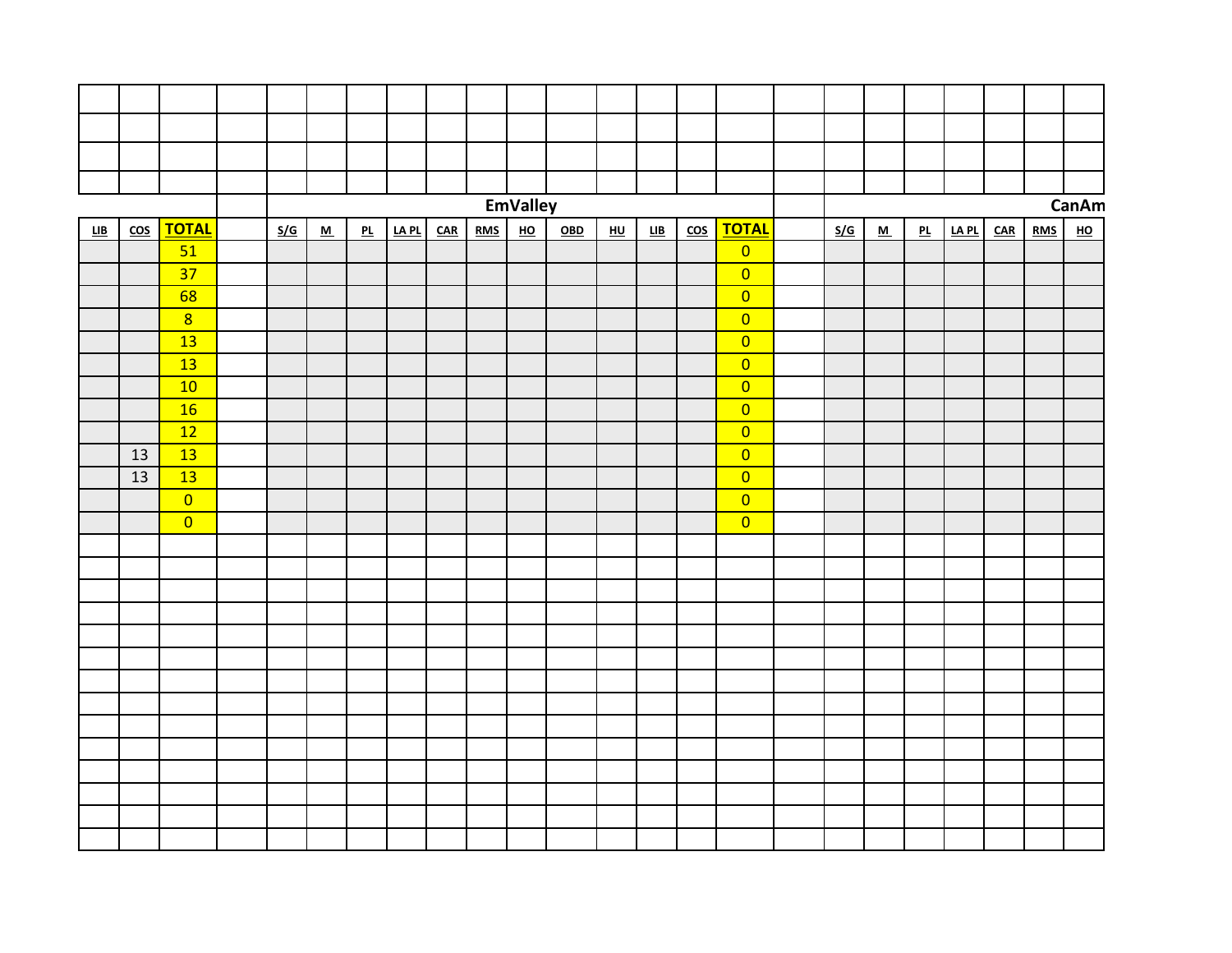| | | | | EmValley | | | | | | | | | | | | | CanAm | | | | | | |
|---|---|---|---|---|---|---|---|---|---|---|---|---|---|---|---|---|---|---|---|---|---|---|---|
| LIB | COS | TOTAL | | S/G | M | PL | LA PL | CAR | RMS | HO | OBD | HU | LIB | COS | TOTAL | | S/G | M | PL | LA PL | CAR | RMS | HO |
| | | 51 | | | | | | | | | | | | | 0 | | | | | | | | |
| | | 37 | | | | | | | | | | | | | 0 | | | | | | | | |
| | | 68 | | | | | | | | | | | | | 0 | | | | | | | | |
| | | 8 | | | | | | | | | | | | | 0 | | | | | | | | |
| | | 13 | | | | | | | | | | | | | 0 | | | | | | | | |
| | | 13 | | | | | | | | | | | | | 0 | | | | | | | | |
| | | 10 | | | | | | | | | | | | | 0 | | | | | | | | |
| | | 16 | | | | | | | | | | | | | 0 | | | | | | | | |
| | | 12 | | | | | | | | | | | | | 0 | | | | | | | | |
| | 13 | 13 | | | | | | | | | | | | | 0 | | | | | | | | |
| | 13 | 13 | | | | | | | | | | | | | 0 | | | | | | | | |
| | | 0 | | | | | | | | | | | | | 0 | | | | | | | | |
| | | 0 | | | | | | | | | | | | | 0 | | | | | | | | |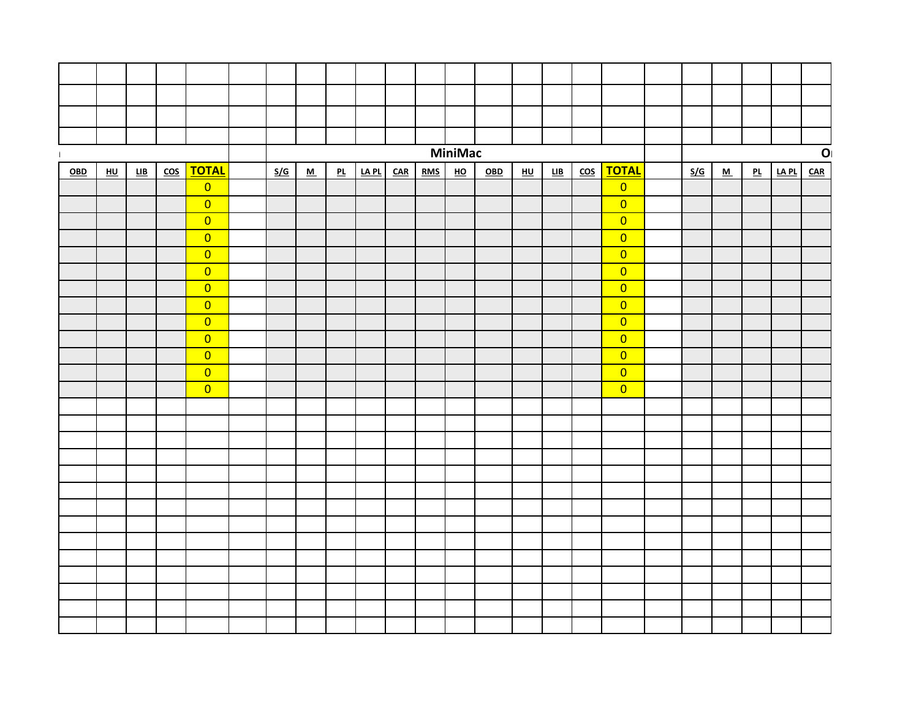| | | | | | | MiniMac | | | | | | | | | | | | | O | | | | |
|---|---|---|---|---|---|---|---|---|---|---|---|---|---|---|---|---|---|---|---|---|---|---|---|
| OBD | HU | LIB | COS | TOTAL | | S/G | M | PL | LA PL | CAR | RMS | HO | OBD | HU | LIB | COS | TOTAL | | S/G | M | PL | LA PL | CAR |
| | | | | 0 | | | | | | | | | | | | | 0 | | | | | | |
| | | | | 0 | | | | | | | | | | | | | 0 | | | | | | |
| | | | | 0 | | | | | | | | | | | | | 0 | | | | | | |
| | | | | 0 | | | | | | | | | | | | | 0 | | | | | | |
| | | | | 0 | | | | | | | | | | | | | 0 | | | | | | |
| | | | | 0 | | | | | | | | | | | | | 0 | | | | | | |
| | | | | 0 | | | | | | | | | | | | | 0 | | | | | | |
| | | | | 0 | | | | | | | | | | | | | 0 | | | | | | |
| | | | | 0 | | | | | | | | | | | | | 0 | | | | | | |
| | | | | 0 | | | | | | | | | | | | | 0 | | | | | | |
| | | | | 0 | | | | | | | | | | | | | 0 | | | | | | |
| | | | | 0 | | | | | | | | | | | | | 0 | | | | | | |
| | | | | 0 | | | | | | | | | | | | | 0 | | | | | | |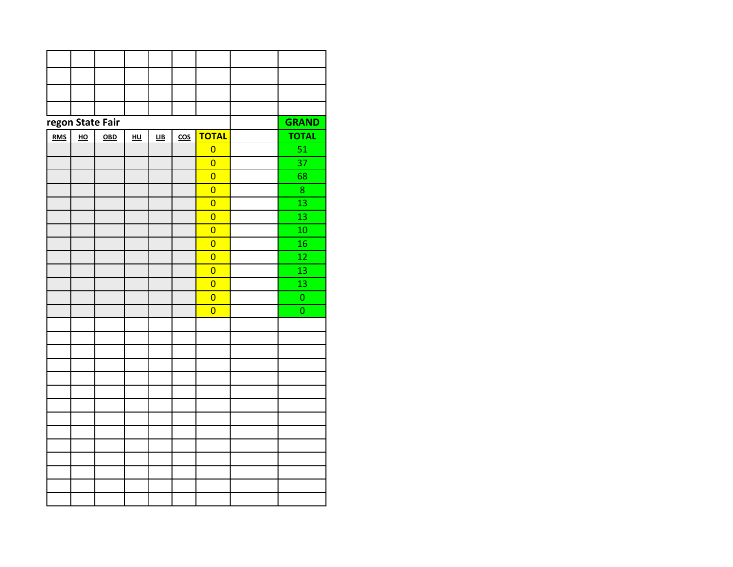| | | | | | | | | |
|---|---|---|---|---|---|---|---|---|
| | | | | | | | | |
| | | | | | | | | |
| | | | | | | | | |
| | | | | | | | | |
| **regon State Fair** | | | | | | | | **GRAND** |
| **RMS** | **HO** | **OBD** | **HU** | **LIB** | **COS** | **TOTAL** | | **TOTAL** |
| | | | | | | 0 | | 51 |
| | | | | | | 0 | | 37 |
| | | | | | | 0 | | 68 |
| | | | | | | 0 | | 8 |
| | | | | | | 0 | | 13 |
| | | | | | | 0 | | 13 |
| | | | | | | 0 | | 10 |
| | | | | | | 0 | | 16 |
| | | | | | | 0 | | 12 |
| | | | | | | 0 | | 13 |
| | | | | | | 0 | | 13 |
| | | | | | | 0 | | 0 |
| | | | | | | 0 | | 0 |